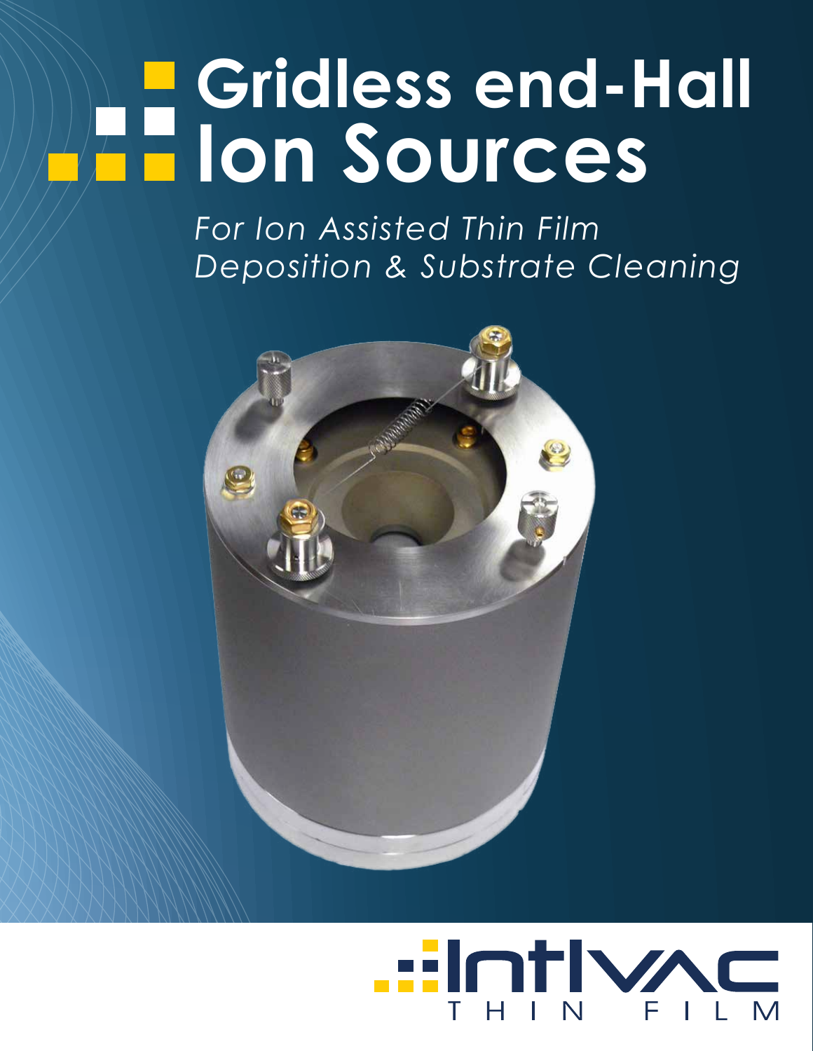# Gridless end-Hall Ion Sources

*For Ion Assisted Thin Film Deposition & Substrate Cleaning*

IntlVAC THIN FILM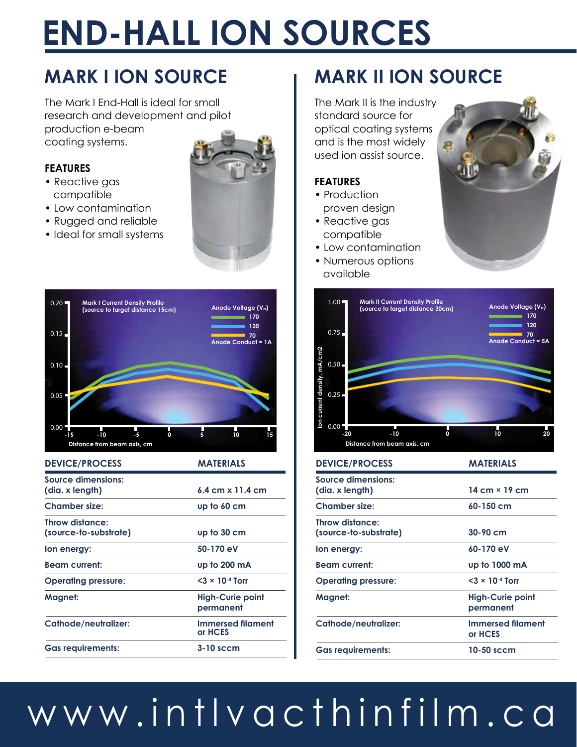# END-HALL ION SOURCES

## MARK I ION SOURCE

The Mark I End-Hall is ideal for small research and development and pilot production e-beam coating systems.

### FEATURES

- Reactive gas compatible
- Low contamination
- Rugged and reliable
- Ideal for small systems

Mark I Current Density Profile (source to target distance 15cm)

Anode Voltage ($V_a$): 170, 120, 70
Anode Conduct = 1A

Distance from beam axis, cm

| DEVICE/PROCESS | MATERIALS |
|---|---|
| Source dimensions: (dia. x length) | 6.4 cm x 11.4 cm |
| Chamber size: | up to 60 cm |
| Throw distance: (source-to-substrate) | up to 30 cm |
| Ion energy: | 50-170 eV |
| Beam current: | up to 200 mA |
| Operating pressure: | $<3 \times 10^{-4}$ Torr |
| Magnet: | High-Curie point permanent |
| Cathode/neutralizer: | Immersed filament or HCES |
| Gas requirements: | 3-10 sccm |

## MARK II ION SOURCE

The Mark II is the industry standard source for optical coating systems and is the most widely used ion assist source.

### FEATURES

- Production proven design
- Reactive gas compatible
- Low contamination
- Numerous options available

Mark II Current Density Profile (source to target distance 30cm)

Anode Voltage ($V_a$): 170, 120, 70
Anode Conduct = 5A

Ion current density, mA/cm2

Distance from beam axis, cm

| DEVICE/PROCESS | MATERIALS |
|---|---|
| Source dimensions: (dia. x length) | 14 cm × 19 cm |
| Chamber size: | 60-150 cm |
| Throw distance: (source-to-substrate) | 30-90 cm |
| Ion energy: | 60-170 eV |
| Beam current: | up to 1000 mA |
| Operating pressure: | $<3 \times 10^{-4}$ Torr |
| Magnet: | High-Curie point permanent |
| Cathode/neutralizer: | Immersed filament or HCES |
| Gas requirements: | 10-50 sccm |

www.intlvacthinfilm.ca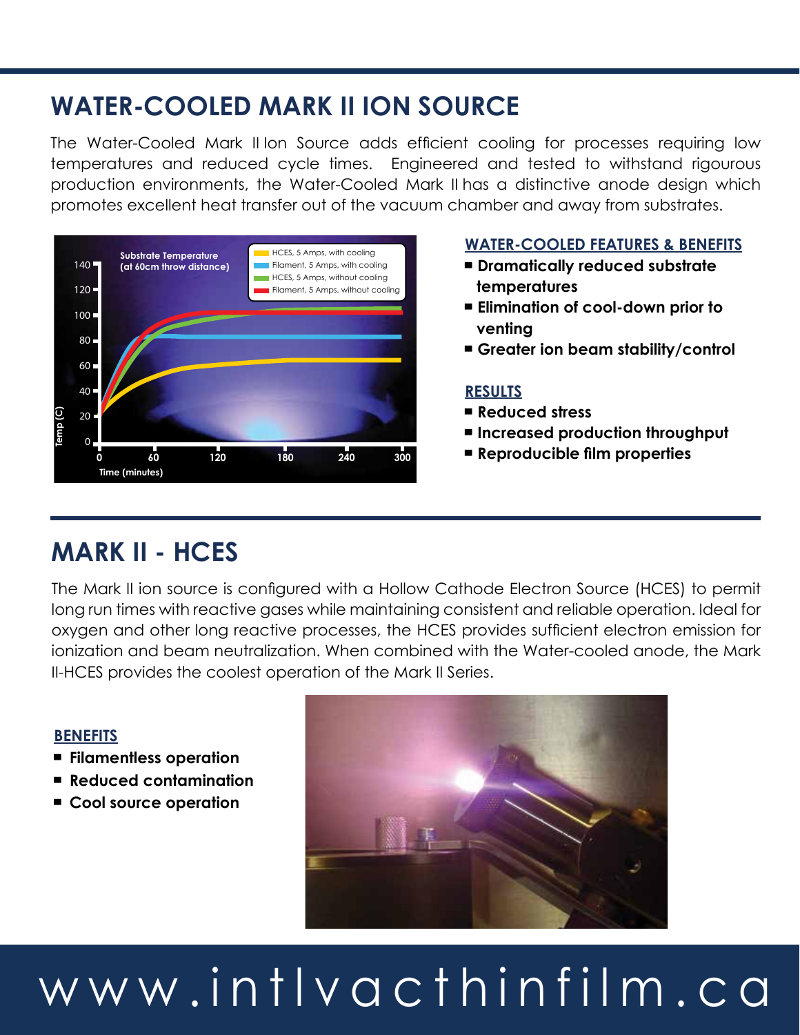# WATER-COOLED MARK II ION SOURCE

The Water-Cooled Mark II Ion Source adds efficient cooling for processes requiring low temperatures and reduced cycle times. Engineered and tested to withstand rigourous production environments, the Water-Cooled Mark II has a distinctive anode design which promotes excellent heat transfer out of the vacuum chamber and away from substrates.

### WATER-COOLED FEATURES & BENEFITS

- **Dramatically reduced substrate temperatures**
- **Elimination of cool-down prior to venting**
- **Greater ion beam stability/control**

### RESULTS

- **Reduced stress**
- **Increased production throughput**
- **Reproducible film properties**

# MARK II - HCES

The Mark II ion source is configured with a Hollow Cathode Electron Source (HCES) to permit long run times with reactive gases while maintaining consistent and reliable operation. Ideal for oxygen and other long reactive processes, the HCES provides sufficient electron emission for ionization and beam neutralization. When combined with the Water-cooled anode, the Mark II-HCES provides the coolest operation of the Mark II Series.

### BENEFITS

- **Filamentless operation**
- **Reduced contamination**
- **Cool source operation**

www.intlvacthinfilm.ca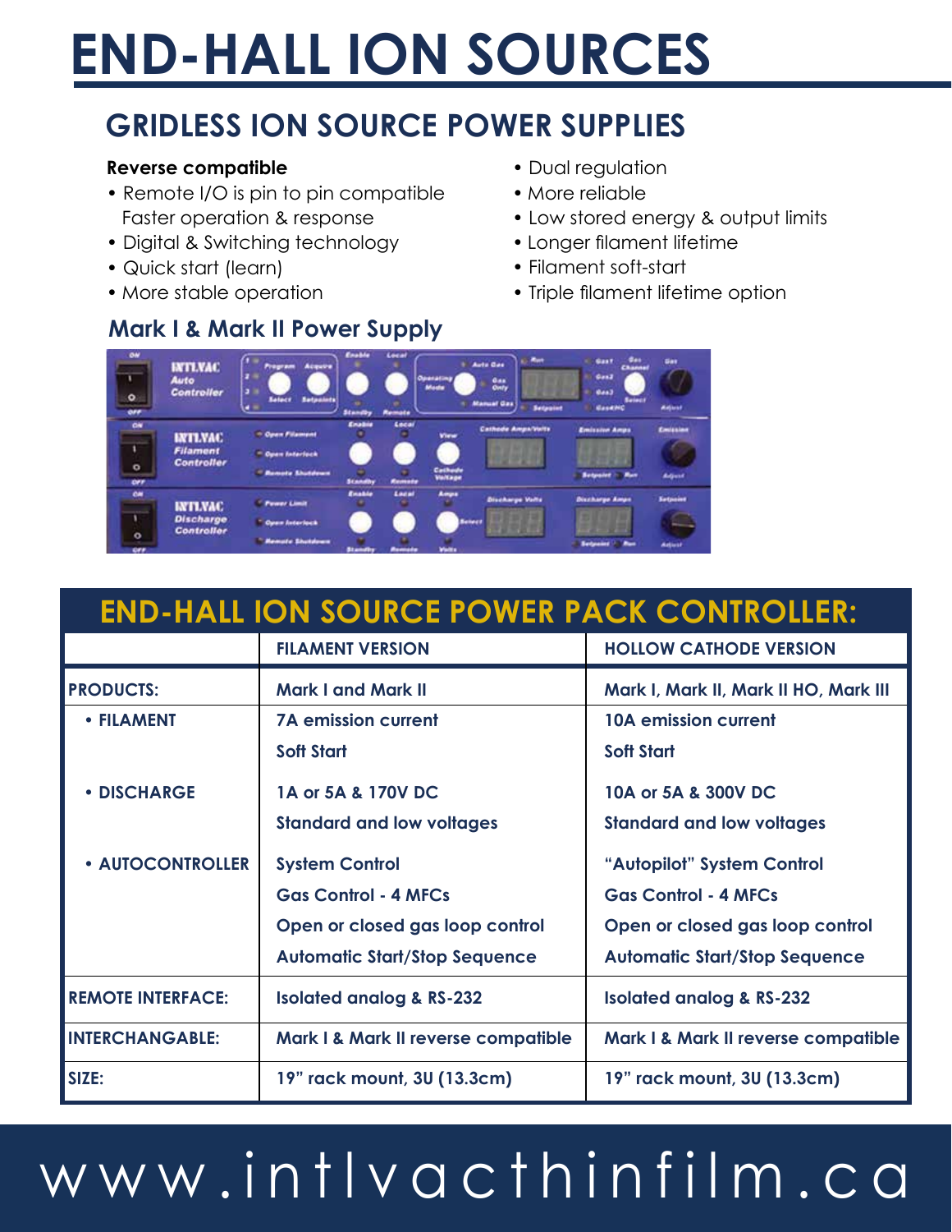# END-HALL ION SOURCES

## GRIDLESS ION SOURCE POWER SUPPLIES

**Reverse compatible**

- Remote I/O is pin to pin compatible
  Faster operation & response
- Digital & Switching technology
- Quick start (learn)
- More stable operation
- Dual regulation
- More reliable
- Low stored energy & output limits
- Longer filament lifetime
- Filament soft-start
- Triple filament lifetime option

### Mark I & Mark II Power Supply

## END-HALL ION SOURCE POWER PACK CONTROLLER:

| | FILAMENT VERSION | HOLLOW CATHODE VERSION |
|---|---|---|
| PRODUCTS: | Mark I and Mark II | Mark I, Mark II, Mark II HO, Mark III |
| • FILAMENT | 7A emission current<br>Soft Start | 10A emission current<br>Soft Start |
| • DISCHARGE | 1A or 5A & 170V DC<br>Standard and low voltages | 10A or 5A & 300V DC<br>Standard and low voltages |
| • AUTOCONTROLLER | System Control<br>Gas Control - 4 MFCs<br>Open or closed gas loop control<br>Automatic Start/Stop Sequence | "Autopilot" System Control<br>Gas Control - 4 MFCs<br>Open or closed gas loop control<br>Automatic Start/Stop Sequence |
| REMOTE INTERFACE: | Isolated analog & RS-232 | Isolated analog & RS-232 |
| INTERCHANGABLE: | Mark I & Mark II reverse compatible | Mark I & Mark II reverse compatible |
| SIZE: | 19" rack mount, 3U (13.3cm) | 19" rack mount, 3U (13.3cm) |

www.intlvacthinfilm.ca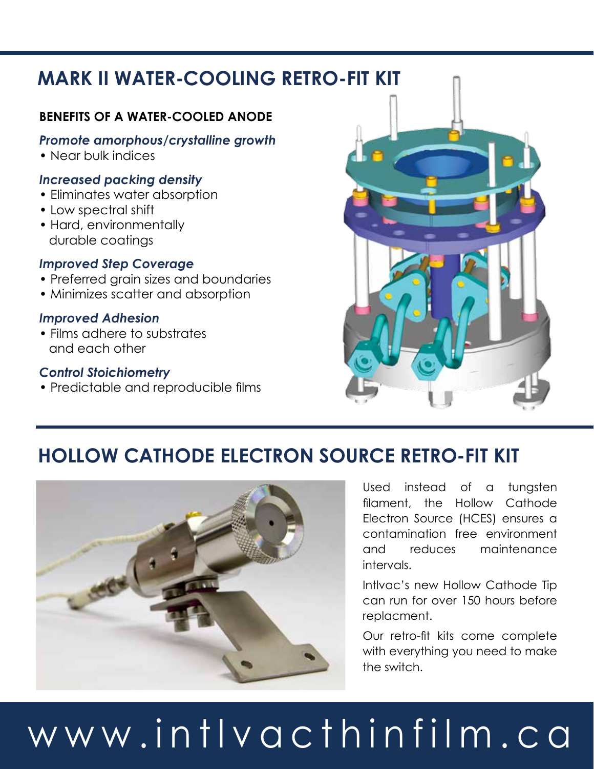## MARK II WATER-COOLING RETRO-FIT KIT

### BENEFITS OF A WATER-COOLED ANODE

***Promote amorphous/crystalline growth***

- Near bulk indices

***Increased packing density***

- Eliminates water absorption
- Low spectral shift
- Hard, environmentally durable coatings

***Improved Step Coverage***

- Preferred grain sizes and boundaries
- Minimizes scatter and absorption

***Improved Adhesion***

- Films adhere to substrates and each other

***Control Stoichiometry***

- Predictable and reproducible films

## HOLLOW CATHODE ELECTRON SOURCE RETRO-FIT KIT

Used instead of a tungsten filament, the Hollow Cathode Electron Source (HCES) ensures a contamination free environment and reduces maintenance intervals.

Intlvac's new Hollow Cathode Tip can run for over 150 hours before replacment.

Our retro-fit kits come complete with everything you need to make the switch.

www.intlvacthinfilm.ca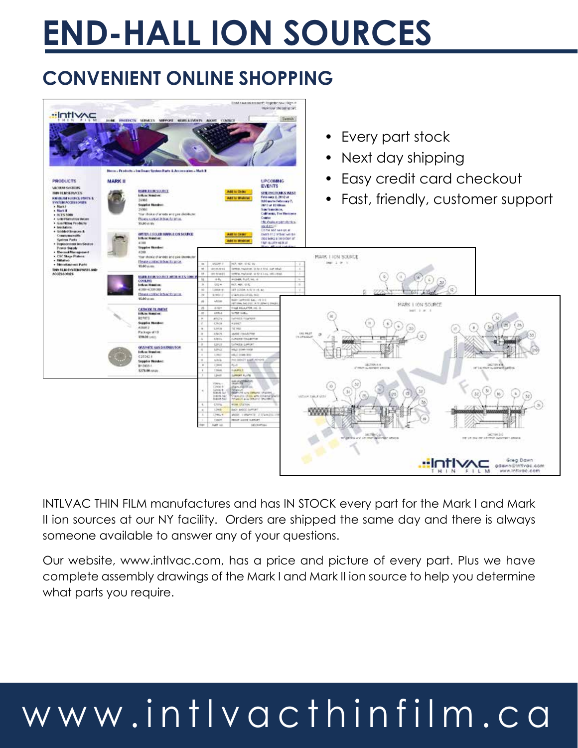# END-HALL ION SOURCES

## CONVENIENT ONLINE SHOPPING

- Every part stock
- Next day shipping
- Easy credit card checkout
- Fast, friendly, customer support

INTLVAC THIN FILM manufactures and has IN STOCK every part for the Mark I and Mark II ion sources at our NY facility. Orders are shipped the same day and there is always someone available to answer any of your questions.

Our website, www.intlvac.com, has a price and picture of every part. Plus we have complete assembly drawings of the Mark I and Mark II ion source to help you determine what parts you require.

www.intlvacthinfilm.ca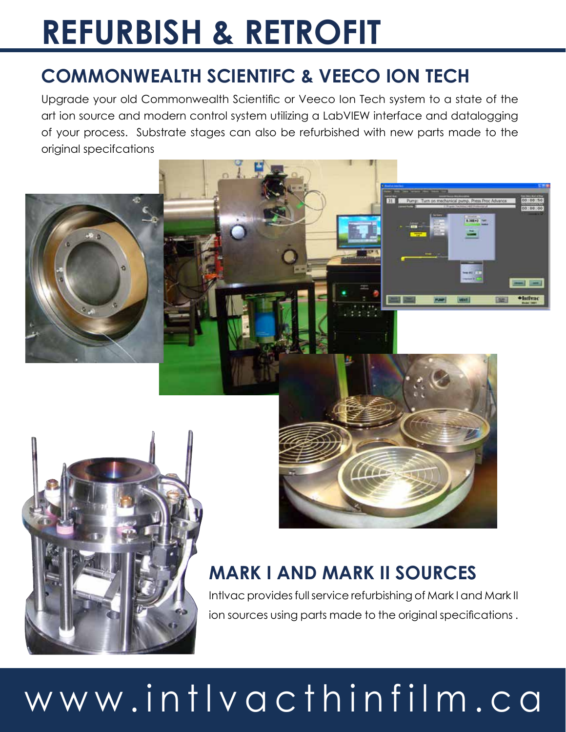# REFURBISH & RETROFIT

## COMMONWEALTH SCIENTIFC & VEECO ION TECH

Upgrade your old Commonwealth Scientific or Veeco Ion Tech system to a state of the art ion source and modern control system utilizing a LabVIEW interface and datalogging of your process. Substrate stages can also be refurbished with new parts made to the original specifcations

## MARK I AND MARK II SOURCES

Intlvac provides full service refurbishing of Mark I and Mark II ion sources using parts made to the original specifications .

www.intlvacthinfilm.ca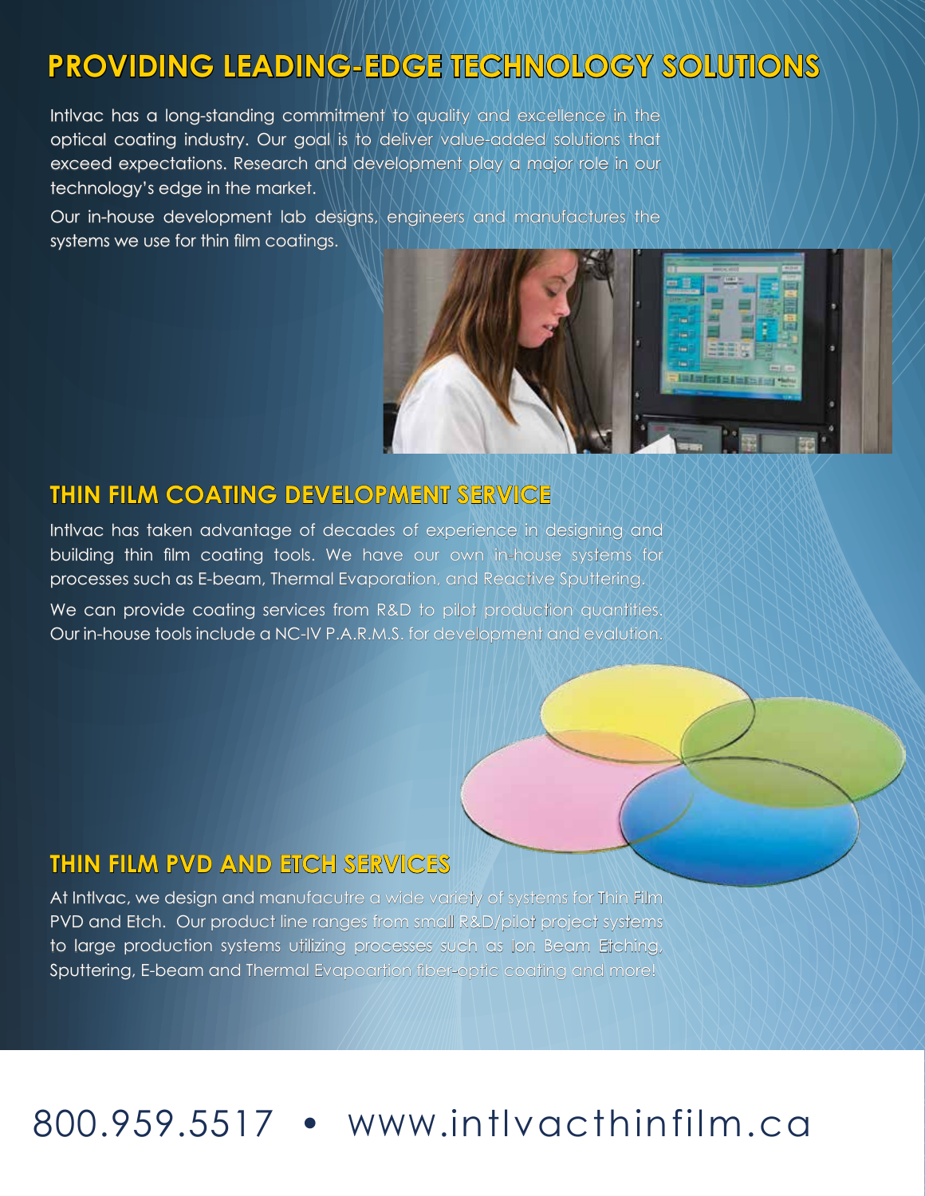# PROVIDING LEADING-EDGE TECHNOLOGY SOLUTIONS

Intlvac has a long-standing commitment to quality and excellence in the optical coating industry. Our goal is to deliver value-added solutions that exceed expectations. Research and development play a major role in our technology's edge in the market.

Our in-house development lab designs, engineers and manufactures the systems we use for thin film coatings.

## THIN FILM COATING DEVELOPMENT SERVICE

Intlvac has taken advantage of decades of experience in designing and building thin film coating tools. We have our own in-house systems for processes such as E-beam, Thermal Evaporation, and Reactive Sputtering.

We can provide coating services from R&D to pilot production quantities. Our in-house tools include a NC-IV P.A.R.M.S. for development and evalution.

## THIN FILM PVD AND ETCH SERVICES

At Intlvac, we design and manufacutre a wide variety of systems for Thin Film PVD and Etch. Our product line ranges from small R&D/pilot project systems to large production systems utilizing processes such as Ion Beam Etching, Sputtering, E-beam and Thermal Evapoartion fiber-optic coating and more!

800.959.5517 • www.intlvacthinfilm.ca